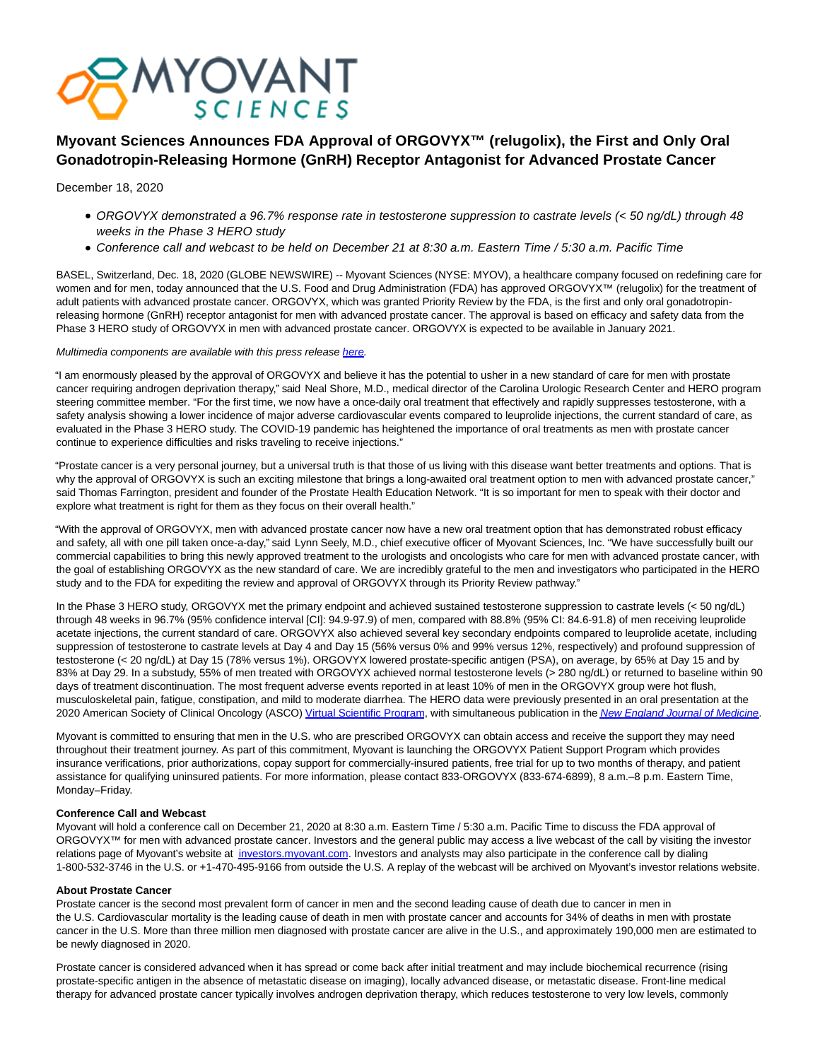# Myovant Sciences Announces FDA Approval of ORGOVYX™ (relugolix), the First and Only Oral Gonadotropin-Releasing Hormone (GnRH) Receptor Antagonist for Advanced Prostate Cancer

December 18, 2020

- *ORGOVYX demonstrated a 96.7% response rate in testosterone suppression to castrate levels (< 50 ng/dL) through 48 weeks in the Phase 3 HERO study*
- *Conference call and webcast to be held on December 21 at 8:30 a.m. Eastern Time / 5:30 a.m. Pacific Time*

BASEL, Switzerland, Dec. 18, 2020 (GLOBE NEWSWIRE) -- Myovant Sciences (NYSE: MYOV), a healthcare company focused on redefining care for women and for men, today announced that the U.S. Food and Drug Administration (FDA) has approved ORGOVYX™ (relugolix) for the treatment of adult patients with advanced prostate cancer. ORGOVYX, which was granted Priority Review by the FDA, is the first and only oral gonadotropin-releasing hormone (GnRH) receptor antagonist for men with advanced prostate cancer. The approval is based on efficacy and safety data from the Phase 3 HERO study of ORGOVYX in men with advanced prostate cancer. ORGOVYX is expected to be available in January 2021.

*Multimedia components are available with this press release here.*

"I am enormously pleased by the approval of ORGOVYX and believe it has the potential to usher in a new standard of care for men with prostate cancer requiring androgen deprivation therapy," said Neal Shore, M.D., medical director of the Carolina Urologic Research Center and HERO program steering committee member. "For the first time, we now have a once-daily oral treatment that effectively and rapidly suppresses testosterone, with a safety analysis showing a lower incidence of major adverse cardiovascular events compared to leuprolide injections, the current standard of care, as evaluated in the Phase 3 HERO study. The COVID-19 pandemic has heightened the importance of oral treatments as men with prostate cancer continue to experience difficulties and risks traveling to receive injections."

"Prostate cancer is a very personal journey, but a universal truth is that those of us living with this disease want better treatments and options. That is why the approval of ORGOVYX is such an exciting milestone that brings a long-awaited oral treatment option to men with advanced prostate cancer," said Thomas Farrington, president and founder of the Prostate Health Education Network. "It is so important for men to speak with their doctor and explore what treatment is right for them as they focus on their overall health."

"With the approval of ORGOVYX, men with advanced prostate cancer now have a new oral treatment option that has demonstrated robust efficacy and safety, all with one pill taken once-a-day," said Lynn Seely, M.D., chief executive officer of Myovant Sciences, Inc. "We have successfully built our commercial capabilities to bring this newly approved treatment to the urologists and oncologists who care for men with advanced prostate cancer, with the goal of establishing ORGOVYX as the new standard of care. We are incredibly grateful to the men and investigators who participated in the HERO study and to the FDA for expediting the review and approval of ORGOVYX through its Priority Review pathway."

In the Phase 3 HERO study, ORGOVYX met the primary endpoint and achieved sustained testosterone suppression to castrate levels (< 50 ng/dL) through 48 weeks in 96.7% (95% confidence interval [CI]: 94.9-97.9) of men, compared with 88.8% (95% CI: 84.6-91.8) of men receiving leuprolide acetate injections, the current standard of care. ORGOVYX also achieved several key secondary endpoints compared to leuprolide acetate, including suppression of testosterone to castrate levels at Day 4 and Day 15 (56% versus 0% and 99% versus 12%, respectively) and profound suppression of testosterone (< 20 ng/dL) at Day 15 (78% versus 1%). ORGOVYX lowered prostate-specific antigen (PSA), on average, by 65% at Day 15 and by 83% at Day 29. In a substudy, 55% of men treated with ORGOVYX achieved normal testosterone levels (> 280 ng/dL) or returned to baseline within 90 days of treatment discontinuation. The most frequent adverse events reported in at least 10% of men in the ORGOVYX group were hot flush, musculoskeletal pain, fatigue, constipation, and mild to moderate diarrhea. The HERO data were previously presented in an oral presentation at the 2020 American Society of Clinical Oncology (ASCO) Virtual Scientific Program, with simultaneous publication in the *New England Journal of Medicine*.

Myovant is committed to ensuring that men in the U.S. who are prescribed ORGOVYX can obtain access and receive the support they may need throughout their treatment journey. As part of this commitment, Myovant is launching the ORGOVYX Patient Support Program which provides insurance verifications, prior authorizations, copay support for commercially-insured patients, free trial for up to two months of therapy, and patient assistance for qualifying uninsured patients. For more information, please contact 833-ORGOVYX (833-674-6899), 8 a.m.–8 p.m. Eastern Time, Monday–Friday.

**Conference Call and Webcast**

Myovant will hold a conference call on December 21, 2020 at 8:30 a.m. Eastern Time / 5:30 a.m. Pacific Time to discuss the FDA approval of ORGOVYX™ for men with advanced prostate cancer. Investors and the general public may access a live webcast of the call by visiting the investor relations page of Myovant's website at investors.myovant.com. Investors and analysts may also participate in the conference call by dialing 1-800-532-3746 in the U.S. or +1-470-495-9166 from outside the U.S. A replay of the webcast will be archived on Myovant's investor relations website.

**About Prostate Cancer**

Prostate cancer is the second most prevalent form of cancer in men and the second leading cause of death due to cancer in men in the U.S. Cardiovascular mortality is the leading cause of death in men with prostate cancer and accounts for 34% of deaths in men with prostate cancer in the U.S. More than three million men diagnosed with prostate cancer are alive in the U.S., and approximately 190,000 men are estimated to be newly diagnosed in 2020.

Prostate cancer is considered advanced when it has spread or come back after initial treatment and may include biochemical recurrence (rising prostate-specific antigen in the absence of metastatic disease on imaging), locally advanced disease, or metastatic disease. Front-line medical therapy for advanced prostate cancer typically involves androgen deprivation therapy, which reduces testosterone to very low levels, commonly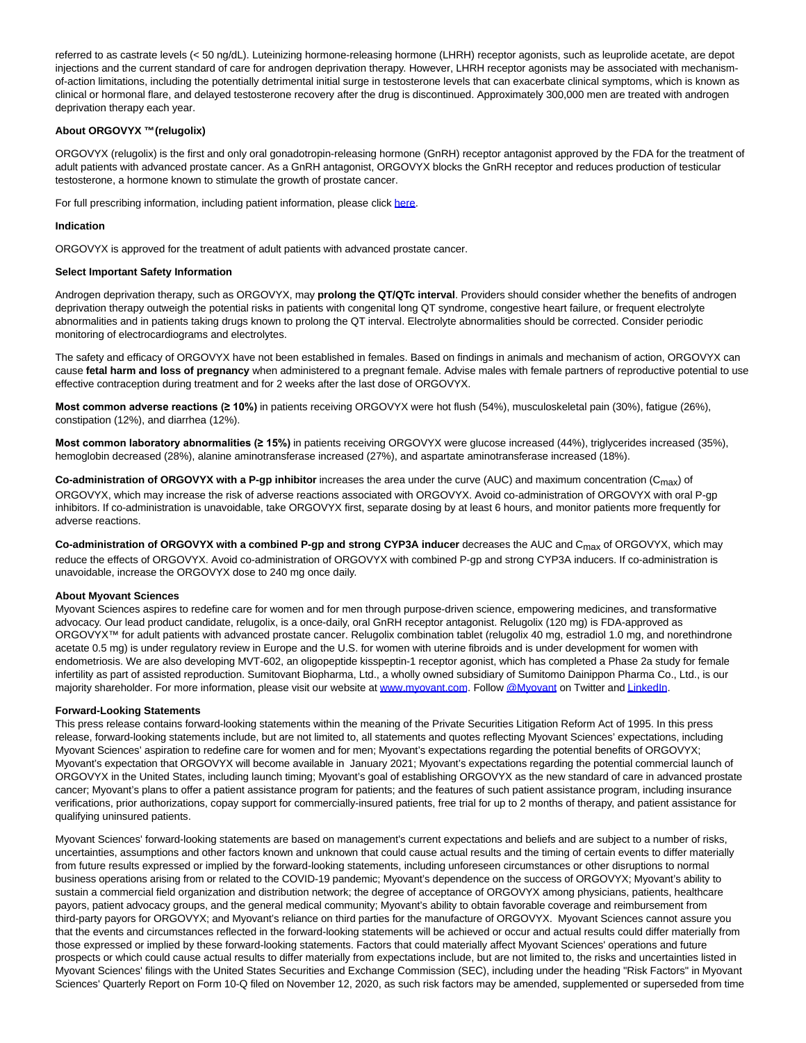referred to as castrate levels (< 50 ng/dL). Luteinizing hormone-releasing hormone (LHRH) receptor agonists, such as leuprolide acetate, are depot injections and the current standard of care for androgen deprivation therapy. However, LHRH receptor agonists may be associated with mechanism-of-action limitations, including the potentially detrimental initial surge in testosterone levels that can exacerbate clinical symptoms, which is known as clinical or hormonal flare, and delayed testosterone recovery after the drug is discontinued. Approximately 300,000 men are treated with androgen deprivation therapy each year.

**About ORGOVYX ™(relugolix)**

ORGOVYX (relugolix) is the first and only oral gonadotropin-releasing hormone (GnRH) receptor antagonist approved by the FDA for the treatment of adult patients with advanced prostate cancer. As a GnRH antagonist, ORGOVYX blocks the GnRH receptor and reduces production of testicular testosterone, a hormone known to stimulate the growth of prostate cancer.

For full prescribing information, including patient information, please click here.

**Indication**

ORGOVYX is approved for the treatment of adult patients with advanced prostate cancer.

**Select Important Safety Information**

Androgen deprivation therapy, such as ORGOVYX, may **prolong the QT/QTc interval**. Providers should consider whether the benefits of androgen deprivation therapy outweigh the potential risks in patients with congenital long QT syndrome, congestive heart failure, or frequent electrolyte abnormalities and in patients taking drugs known to prolong the QT interval. Electrolyte abnormalities should be corrected. Consider periodic monitoring of electrocardiograms and electrolytes.

The safety and efficacy of ORGOVYX have not been established in females. Based on findings in animals and mechanism of action, ORGOVYX can cause **fetal harm and loss of pregnancy** when administered to a pregnant female. Advise males with female partners of reproductive potential to use effective contraception during treatment and for 2 weeks after the last dose of ORGOVYX.

**Most common adverse reactions (≥ 10%)** in patients receiving ORGOVYX were hot flush (54%), musculoskeletal pain (30%), fatigue (26%), constipation (12%), and diarrhea (12%).

**Most common laboratory abnormalities (≥ 15%)** in patients receiving ORGOVYX were glucose increased (44%), triglycerides increased (35%), hemoglobin decreased (28%), alanine aminotransferase increased (27%), and aspartate aminotransferase increased (18%).

**Co-administration of ORGOVYX with a P-gp inhibitor** increases the area under the curve (AUC) and maximum concentration ($C_{max}$) of ORGOVYX, which may increase the risk of adverse reactions associated with ORGOVYX. Avoid co-administration of ORGOVYX with oral P-gp inhibitors. If co-administration is unavoidable, take ORGOVYX first, separate dosing by at least 6 hours, and monitor patients more frequently for adverse reactions.

**Co-administration of ORGOVYX with a combined P-gp and strong CYP3A inducer** decreases the AUC and $C_{max}$ of ORGOVYX, which may reduce the effects of ORGOVYX. Avoid co-administration of ORGOVYX with combined P-gp and strong CYP3A inducers. If co-administration is unavoidable, increase the ORGOVYX dose to 240 mg once daily.

**About Myovant Sciences**

Myovant Sciences aspires to redefine care for women and for men through purpose-driven science, empowering medicines, and transformative advocacy. Our lead product candidate, relugolix, is a once-daily, oral GnRH receptor antagonist. Relugolix (120 mg) is FDA-approved as ORGOVYX™ for adult patients with advanced prostate cancer. Relugolix combination tablet (relugolix 40 mg, estradiol 1.0 mg, and norethindrone acetate 0.5 mg) is under regulatory review in Europe and the U.S. for women with uterine fibroids and is under development for women with endometriosis. We are also developing MVT-602, an oligopeptide kisspeptin-1 receptor agonist, which has completed a Phase 2a study for female infertility as part of assisted reproduction. Sumitovant Biopharma, Ltd., a wholly owned subsidiary of Sumitomo Dainippon Pharma Co., Ltd., is our majority shareholder. For more information, please visit our website at www.myovant.com. Follow @Myovant on Twitter and LinkedIn.

**Forward-Looking Statements**

This press release contains forward-looking statements within the meaning of the Private Securities Litigation Reform Act of 1995. In this press release, forward-looking statements include, but are not limited to, all statements and quotes reflecting Myovant Sciences' expectations, including Myovant Sciences' aspiration to redefine care for women and for men; Myovant's expectations regarding the potential benefits of ORGOVYX; Myovant's expectation that ORGOVYX will become available in January 2021; Myovant's expectations regarding the potential commercial launch of ORGOVYX in the United States, including launch timing; Myovant's goal of establishing ORGOVYX as the new standard of care in advanced prostate cancer; Myovant's plans to offer a patient assistance program for patients; and the features of such patient assistance program, including insurance verifications, prior authorizations, copay support for commercially-insured patients, free trial for up to 2 months of therapy, and patient assistance for qualifying uninsured patients.

Myovant Sciences' forward-looking statements are based on management's current expectations and beliefs and are subject to a number of risks, uncertainties, assumptions and other factors known and unknown that could cause actual results and the timing of certain events to differ materially from future results expressed or implied by the forward-looking statements, including unforeseen circumstances or other disruptions to normal business operations arising from or related to the COVID-19 pandemic; Myovant's dependence on the success of ORGOVYX; Myovant's ability to sustain a commercial field organization and distribution network; the degree of acceptance of ORGOVYX among physicians, patients, healthcare payors, patient advocacy groups, and the general medical community; Myovant's ability to obtain favorable coverage and reimbursement from third-party payors for ORGOVYX; and Myovant's reliance on third parties for the manufacture of ORGOVYX. Myovant Sciences cannot assure you that the events and circumstances reflected in the forward-looking statements will be achieved or occur and actual results could differ materially from those expressed or implied by these forward-looking statements. Factors that could materially affect Myovant Sciences' operations and future prospects or which could cause actual results to differ materially from expectations include, but are not limited to, the risks and uncertainties listed in Myovant Sciences' filings with the United States Securities and Exchange Commission (SEC), including under the heading "Risk Factors" in Myovant Sciences' Quarterly Report on Form 10-Q filed on November 12, 2020, as such risk factors may be amended, supplemented or superseded from time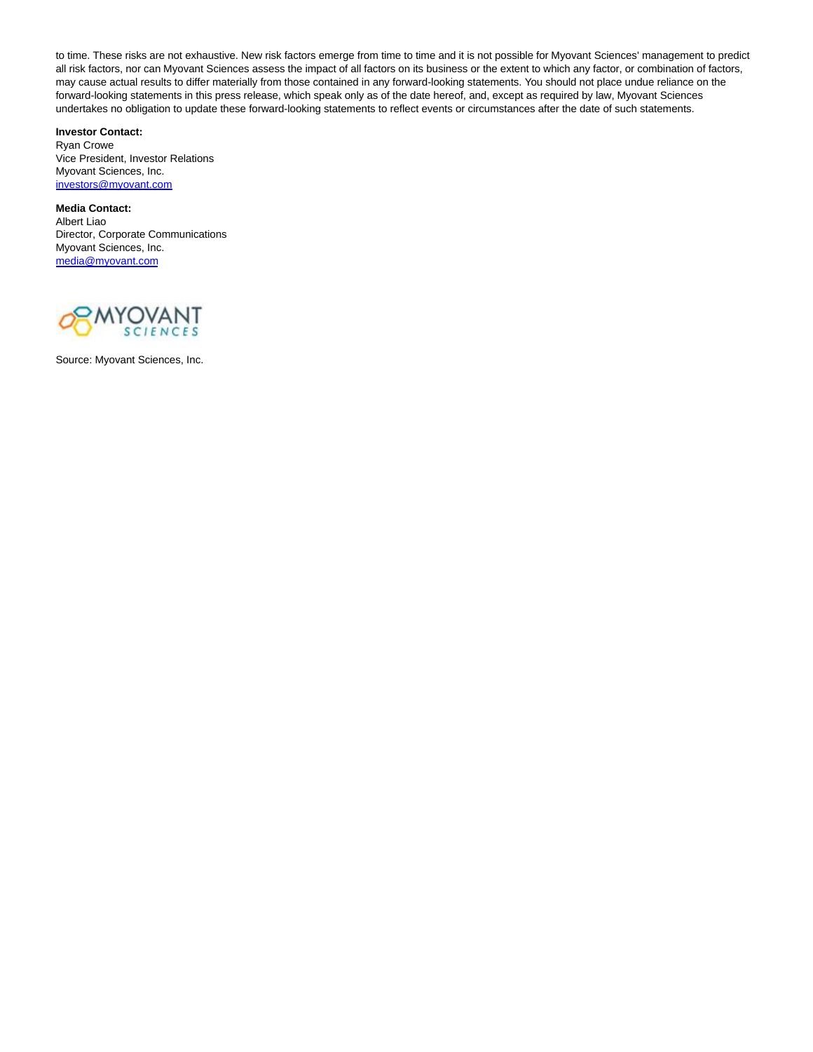to time. These risks are not exhaustive. New risk factors emerge from time to time and it is not possible for Myovant Sciences' management to predict all risk factors, nor can Myovant Sciences assess the impact of all factors on its business or the extent to which any factor, or combination of factors, may cause actual results to differ materially from those contained in any forward-looking statements. You should not place undue reliance on the forward-looking statements in this press release, which speak only as of the date hereof, and, except as required by law, Myovant Sciences undertakes no obligation to update these forward-looking statements to reflect events or circumstances after the date of such statements.

**Investor Contact:**
Ryan Crowe
Vice President, Investor Relations
Myovant Sciences, Inc.
investors@myovant.com

**Media Contact:**
Albert Liao
Director, Corporate Communications
Myovant Sciences, Inc.
media@myovant.com

MYOVANT SCIENCES

Source: Myovant Sciences, Inc.